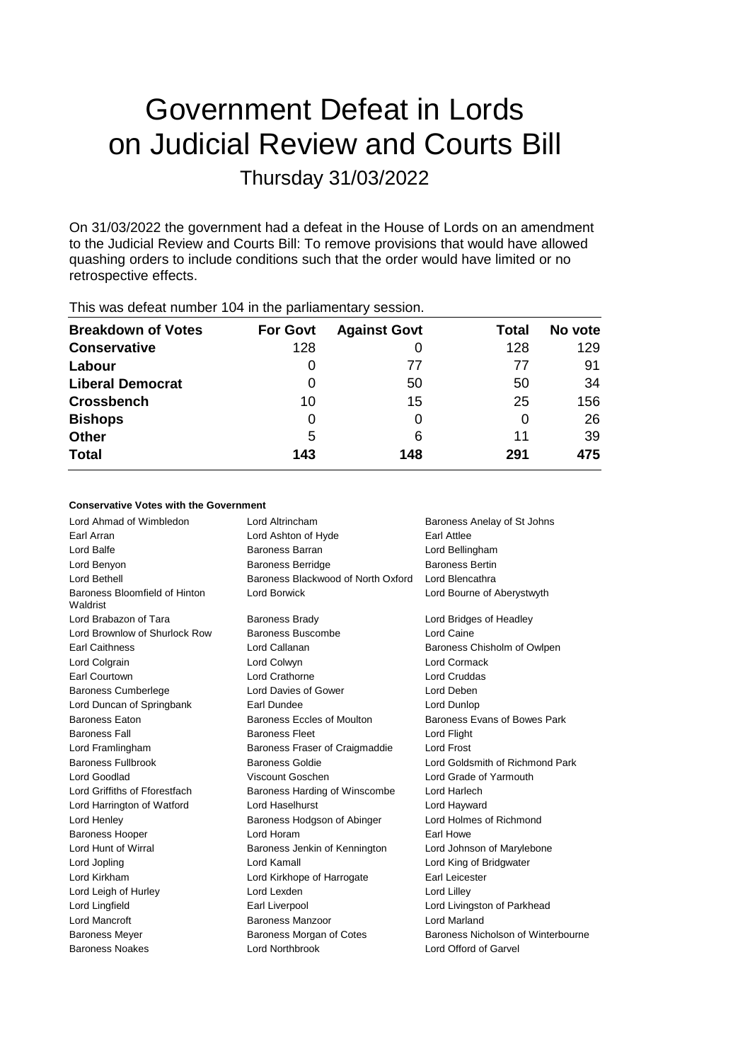# Government Defeat in Lords on Judicial Review and Courts Bill

## Thursday 31/03/2022

On 31/03/2022 the government had a defeat in the House of Lords on an amendment to the Judicial Review and Courts Bill: To remove provisions that would have allowed quashing orders to include conditions such that the order would have limited or no retrospective effects.

This was defeat number 104 in the parliamentary session.

| Breakdown of Votes | For Govt | Against Govt | Total | No vote |
|---|---|---|---|---|
| **Conservative** | 128 | 0 | 128 | 129 |
| **Labour** | 0 | 77 | 77 | 91 |
| **Liberal Democrat** | 0 | 50 | 50 | 34 |
| **Crossbench** | 10 | 15 | 25 | 156 |
| **Bishops** | 0 | 0 | 0 | 26 |
| **Other** | 5 | 6 | 11 | 39 |
| **Total** | **143** | **148** | **291** | **475** |

### Conservative Votes with the Government

| | | |
|---|---|---|
| Lord Ahmad of Wimbledon | Lord Altrincham | Baroness Anelay of St Johns |
| Earl Arran | Lord Ashton of Hyde | Earl Attlee |
| Lord Balfe | Baroness Barran | Lord Bellingham |
| Lord Benyon | Baroness Berridge | Baroness Bertin |
| Lord Bethell | Baroness Blackwood of North Oxford | Lord Blencathra |
| Baroness Bloomfield of Hinton Waldrist | Lord Borwick | Lord Bourne of Aberystwyth |
| Lord Brabazon of Tara | Baroness Brady | Lord Bridges of Headley |
| Lord Brownlow of Shurlock Row | Baroness Buscombe | Lord Caine |
| Earl Caithness | Lord Callanan | Baroness Chisholm of Owlpen |
| Lord Colgrain | Lord Colwyn | Lord Cormack |
| Earl Courtown | Lord Crathorne | Lord Cruddas |
| Baroness Cumberlege | Lord Davies of Gower | Lord Deben |
| Lord Duncan of Springbank | Earl Dundee | Lord Dunlop |
| Baroness Eaton | Baroness Eccles of Moulton | Baroness Evans of Bowes Park |
| Baroness Fall | Baroness Fleet | Lord Flight |
| Lord Framlingham | Baroness Fraser of Craigmaddie | Lord Frost |
| Baroness Fullbrook | Baroness Goldie | Lord Goldsmith of Richmond Park |
| Lord Goodlad | Viscount Goschen | Lord Grade of Yarmouth |
| Lord Griffiths of Fforestfach | Baroness Harding of Winscombe | Lord Harlech |
| Lord Harrington of Watford | Lord Haselhurst | Lord Hayward |
| Lord Henley | Baroness Hodgson of Abinger | Lord Holmes of Richmond |
| Baroness Hooper | Lord Horam | Earl Howe |
| Lord Hunt of Wirral | Baroness Jenkin of Kennington | Lord Johnson of Marylebone |
| Lord Jopling | Lord Kamall | Lord King of Bridgwater |
| Lord Kirkham | Lord Kirkhope of Harrogate | Earl Leicester |
| Lord Leigh of Hurley | Lord Lexden | Lord Lilley |
| Lord Lingfield | Earl Liverpool | Lord Livingston of Parkhead |
| Lord Mancroft | Baroness Manzoor | Lord Marland |
| Baroness Meyer | Baroness Morgan of Cotes | Baroness Nicholson of Winterbourne |
| Baroness Noakes | Lord Northbrook | Lord Offord of Garvel |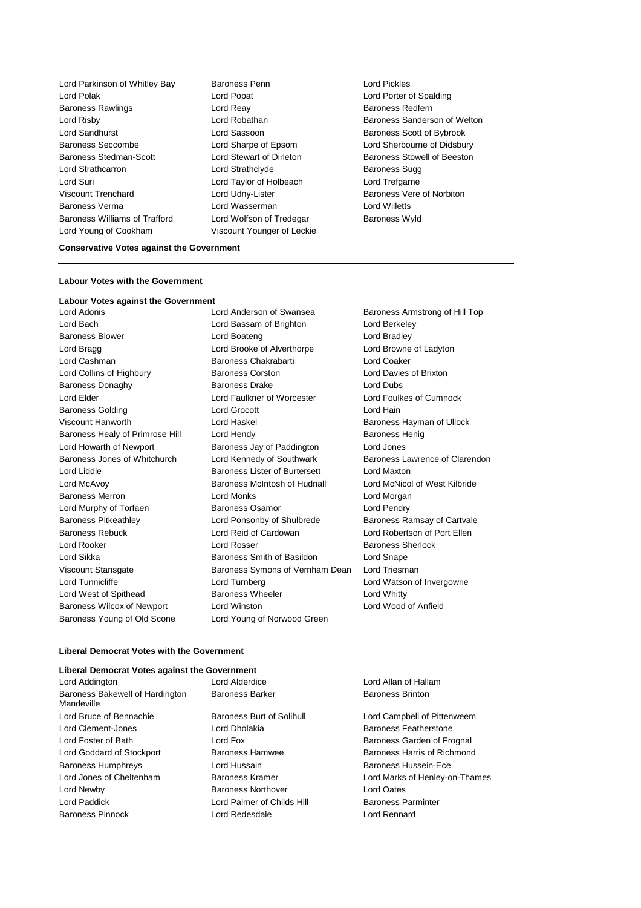Lord Parkinson of Whitley Bay
Baroness Penn
Lord Pickles
Lord Polak
Lord Popat
Lord Porter of Spalding
Baroness Rawlings
Lord Reay
Baroness Redfern
Lord Risby
Lord Robathan
Baroness Sanderson of Welton
Lord Sandhurst
Lord Sassoon
Baroness Scott of Bybrook
Baroness Seccombe
Lord Sharpe of Epsom
Lord Sherbourne of Didsbury
Baroness Stedman-Scott
Lord Stewart of Dirleton
Baroness Stowell of Beeston
Lord Strathcarron
Lord Strathclyde
Baroness Sugg
Lord Suri
Lord Taylor of Holbeach
Lord Trefgarne
Viscount Trenchard
Lord Udny-Lister
Baroness Vere of Norbiton
Baroness Verma
Lord Wasserman
Lord Willetts
Baroness Williams of Trafford
Lord Wolfson of Tredegar
Baroness Wyld
Lord Young of Cookham
Viscount Younger of Leckie

**Conservative Votes against the Government**

---

**Labour Votes with the Government**

**Labour Votes against the Government**

Lord Adonis
Lord Anderson of Swansea
Baroness Armstrong of Hill Top
Lord Bach
Lord Bassam of Brighton
Lord Berkeley
Baroness Blower
Lord Boateng
Lord Bradley
Lord Bragg
Lord Brooke of Alverthorpe
Lord Browne of Ladyton
Lord Cashman
Baroness Chakrabarti
Lord Coaker
Lord Collins of Highbury
Baroness Corston
Lord Davies of Brixton
Baroness Donaghy
Baroness Drake
Lord Dubs
Lord Elder
Lord Faulkner of Worcester
Lord Foulkes of Cumnock
Baroness Golding
Lord Grocott
Lord Hain
Viscount Hanworth
Lord Haskel
Baroness Hayman of Ullock
Baroness Healy of Primrose Hill
Lord Hendy
Baroness Henig
Lord Howarth of Newport
Baroness Jay of Paddington
Lord Jones
Baroness Jones of Whitchurch
Lord Kennedy of Southwark
Baroness Lawrence of Clarendon
Lord Liddle
Baroness Lister of Burtersett
Lord Maxton
Lord McAvoy
Baroness McIntosh of Hudnall
Lord McNicol of West Kilbride
Baroness Merron
Lord Monks
Lord Morgan
Lord Murphy of Torfaen
Baroness Osamor
Lord Pendry
Baroness Pitkeathley
Lord Ponsonby of Shulbrede
Baroness Ramsay of Cartvale
Baroness Rebuck
Lord Reid of Cardowan
Lord Robertson of Port Ellen
Lord Rooker
Lord Rosser
Baroness Sherlock
Lord Sikka
Baroness Smith of Basildon
Lord Snape
Viscount Stansgate
Baroness Symons of Vernham Dean
Lord Triesman
Lord Tunnicliffe
Lord Turnberg
Lord Watson of Invergowrie
Lord West of Spithead
Baroness Wheeler
Lord Whitty
Baroness Wilcox of Newport
Lord Winston
Lord Wood of Anfield
Baroness Young of Old Scone
Lord Young of Norwood Green

---

**Liberal Democrat Votes with the Government**

**Liberal Democrat Votes against the Government**

Lord Addington
Lord Alderdice
Lord Allan of Hallam
Baroness Bakewell of Hardington Mandeville
Baroness Barker
Baroness Brinton
Lord Bruce of Bennachie
Baroness Burt of Solihull
Lord Campbell of Pittenweem
Lord Clement-Jones
Lord Dholakia
Baroness Featherstone
Lord Foster of Bath
Lord Fox
Baroness Garden of Frognal
Lord Goddard of Stockport
Baroness Hamwee
Baroness Harris of Richmond
Baroness Humphreys
Lord Hussain
Baroness Hussein-Ece
Lord Jones of Cheltenham
Baroness Kramer
Lord Marks of Henley-on-Thames
Lord Newby
Baroness Northover
Lord Oates
Lord Paddick
Lord Palmer of Childs Hill
Baroness Parminter
Baroness Pinnock
Lord Redesdale
Lord Rennard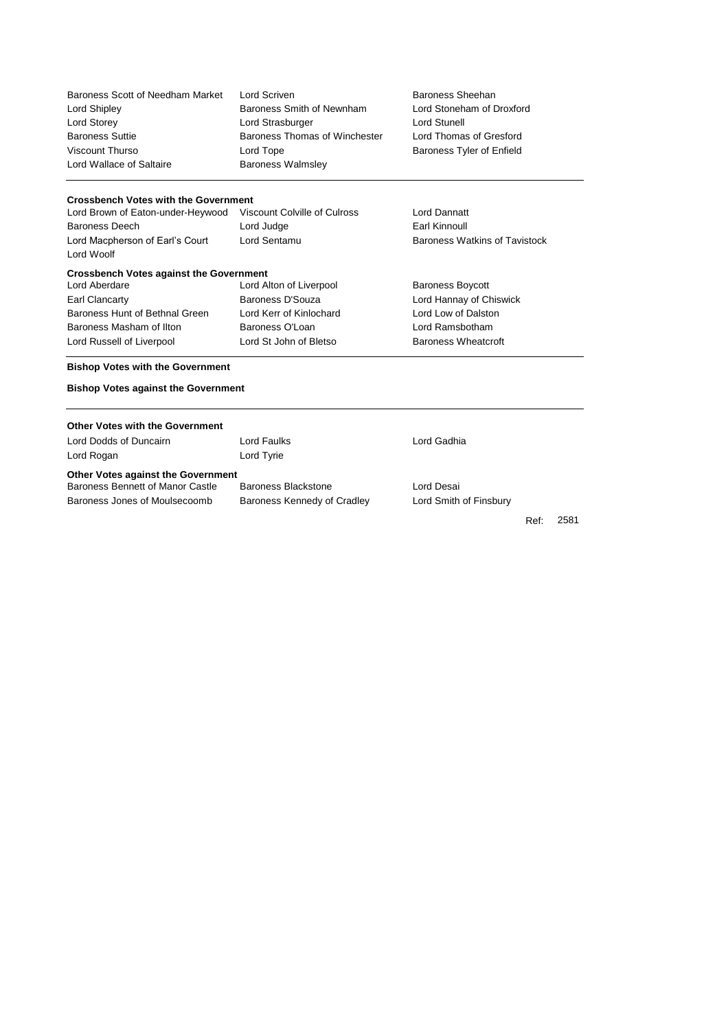| | | |
|---|---|---|
| Baroness Scott of Needham Market | Lord Scriven | Baroness Sheehan |
| Lord Shipley | Baroness Smith of Newnham | Lord Stoneham of Droxford |
| Lord Storey | Lord Strasburger | Lord Stunell |
| Baroness Suttie | Baroness Thomas of Winchester | Lord Thomas of Gresford |
| Viscount Thurso | Lord Tope | Baroness Tyler of Enfield |
| Lord Wallace of Saltaire | Baroness Walmsley | |

**Crossbench Votes with the Government**

| | | |
|---|---|---|
| Lord Brown of Eaton-under-Heywood | Viscount Colville of Culross | Lord Dannatt |
| Baroness Deech | Lord Judge | Earl Kinnoull |
| Lord Macpherson of Earl's Court | Lord Sentamu | Baroness Watkins of Tavistock |
| Lord Woolf | | |

**Crossbench Votes against the Government**

| | | |
|---|---|---|
| Lord Aberdare | Lord Alton of Liverpool | Baroness Boycott |
| Earl Clancarty | Baroness D'Souza | Lord Hannay of Chiswick |
| Baroness Hunt of Bethnal Green | Lord Kerr of Kinlochard | Lord Low of Dalston |
| Baroness Masham of Ilton | Baroness O'Loan | Lord Ramsbotham |
| Lord Russell of Liverpool | Lord St John of Bletso | Baroness Wheatcroft |

**Bishop Votes with the Government**

**Bishop Votes against the Government**

**Other Votes with the Government**

| | | |
|---|---|---|
| Lord Dodds of Duncairn | Lord Faulks | Lord Gadhia |
| Lord Rogan | Lord Tyrie | |

**Other Votes against the Government**

| | | |
|---|---|---|
| Baroness Bennett of Manor Castle | Baroness Blackstone | Lord Desai |
| Baroness Jones of Moulsecoomb | Baroness Kennedy of Cradley | Lord Smith of Finsbury |

Ref: 2581